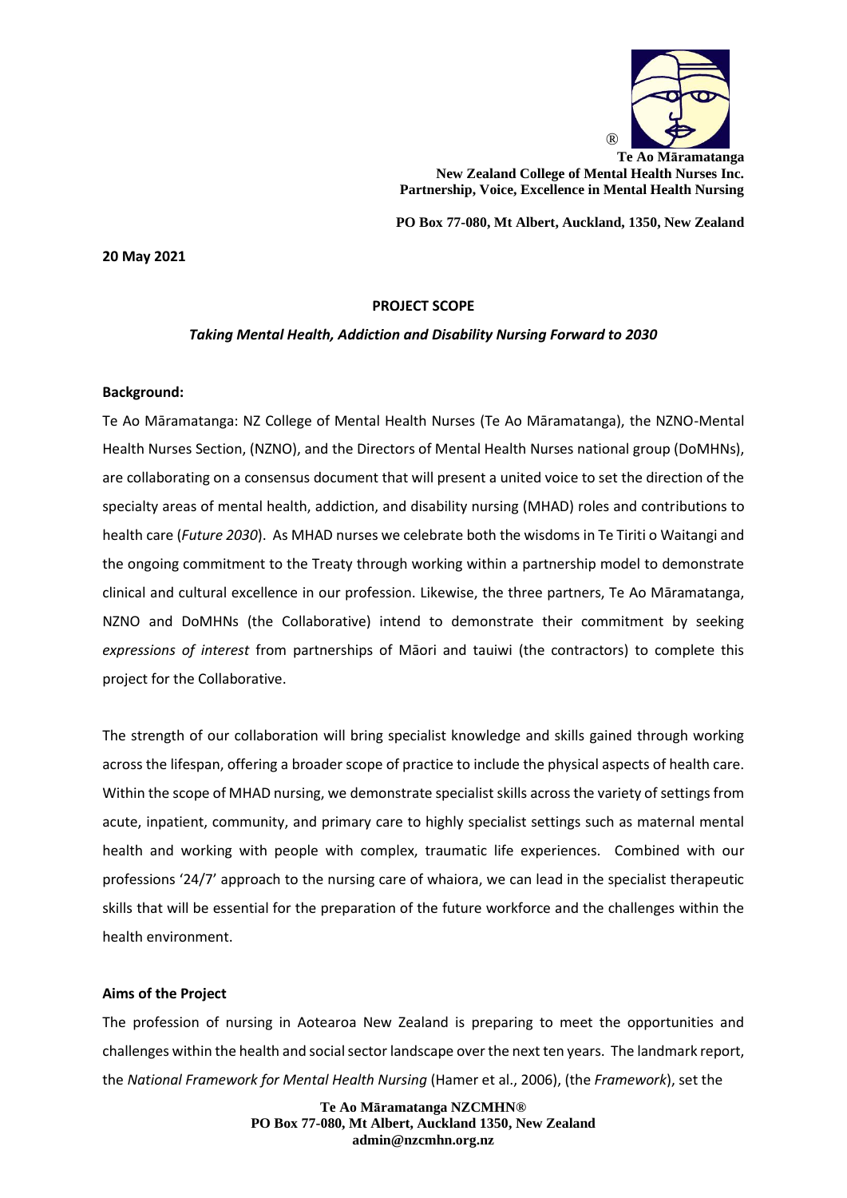®

**Te Ao Māramatanga**
**New Zealand College of Mental Health Nurses Inc.**
**Partnership, Voice, Excellence in Mental Health Nursing**

**PO Box 77-080, Mt Albert, Auckland, 1350, New Zealand**

**20 May 2021**

**PROJECT SCOPE**

***Taking Mental Health, Addiction and Disability Nursing Forward to 2030***

**Background:**

Te Ao Māramatanga: NZ College of Mental Health Nurses (Te Ao Māramatanga), the NZNO-Mental Health Nurses Section, (NZNO), and the Directors of Mental Health Nurses national group (DoMHNs), are collaborating on a consensus document that will present a united voice to set the direction of the specialty areas of mental health, addiction, and disability nursing (MHAD) roles and contributions to health care (*Future 2030*). As MHAD nurses we celebrate both the wisdoms in Te Tiriti o Waitangi and the ongoing commitment to the Treaty through working within a partnership model to demonstrate clinical and cultural excellence in our profession. Likewise, the three partners, Te Ao Māramatanga, NZNO and DoMHNs (the Collaborative) intend to demonstrate their commitment by seeking *expressions of interest* from partnerships of Māori and tauiwi (the contractors) to complete this project for the Collaborative.

The strength of our collaboration will bring specialist knowledge and skills gained through working across the lifespan, offering a broader scope of practice to include the physical aspects of health care. Within the scope of MHAD nursing, we demonstrate specialist skills across the variety of settings from acute, inpatient, community, and primary care to highly specialist settings such as maternal mental health and working with people with complex, traumatic life experiences. Combined with our professions '24/7' approach to the nursing care of whaiora, we can lead in the specialist therapeutic skills that will be essential for the preparation of the future workforce and the challenges within the health environment.

**Aims of the Project**

The profession of nursing in Aotearoa New Zealand is preparing to meet the opportunities and challenges within the health and social sector landscape over the next ten years. The landmark report, the *National Framework for Mental Health Nursing* (Hamer et al., 2006), (the *Framework*), set the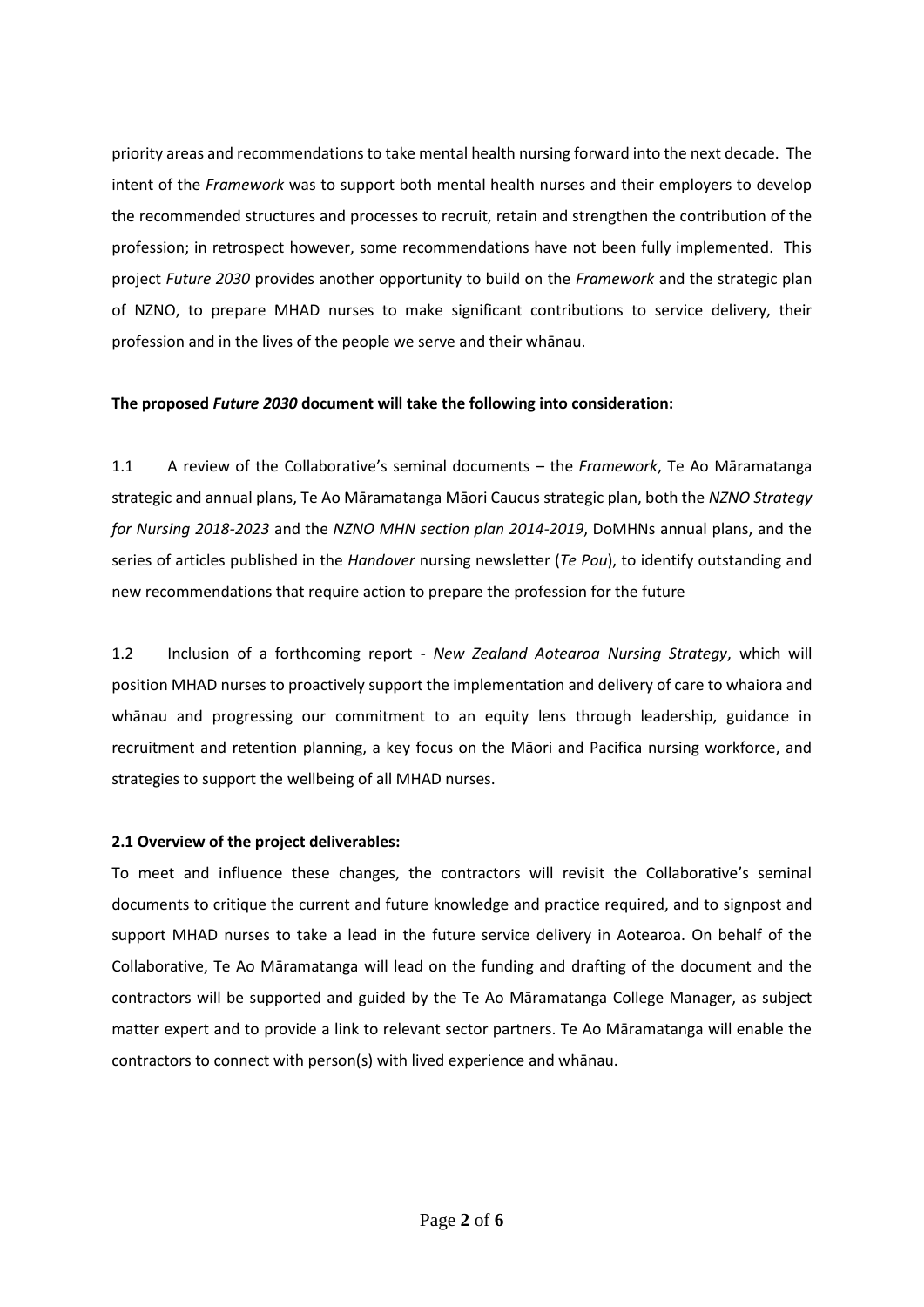priority areas and recommendations to take mental health nursing forward into the next decade. The intent of the *Framework* was to support both mental health nurses and their employers to develop the recommended structures and processes to recruit, retain and strengthen the contribution of the profession; in retrospect however, some recommendations have not been fully implemented. This project *Future 2030* provides another opportunity to build on the *Framework* and the strategic plan of NZNO, to prepare MHAD nurses to make significant contributions to service delivery, their profession and in the lives of the people we serve and their whānau.

**The proposed *Future 2030* document will take the following into consideration:**

1.1 A review of the Collaborative's seminal documents – the *Framework*, Te Ao Māramatanga strategic and annual plans, Te Ao Māramatanga Māori Caucus strategic plan, both the *NZNO Strategy for Nursing 2018-2023* and the *NZNO MHN section plan 2014-2019*, DoMHNs annual plans, and the series of articles published in the *Handover* nursing newsletter (*Te Pou*), to identify outstanding and new recommendations that require action to prepare the profession for the future

1.2 Inclusion of a forthcoming report - *New Zealand Aotearoa Nursing Strategy*, which will position MHAD nurses to proactively support the implementation and delivery of care to whaiora and whānau and progressing our commitment to an equity lens through leadership, guidance in recruitment and retention planning, a key focus on the Māori and Pacifica nursing workforce, and strategies to support the wellbeing of all MHAD nurses.

**2.1 Overview of the project deliverables:**

To meet and influence these changes, the contractors will revisit the Collaborative's seminal documents to critique the current and future knowledge and practice required, and to signpost and support MHAD nurses to take a lead in the future service delivery in Aotearoa. On behalf of the Collaborative, Te Ao Māramatanga will lead on the funding and drafting of the document and the contractors will be supported and guided by the Te Ao Māramatanga College Manager, as subject matter expert and to provide a link to relevant sector partners. Te Ao Māramatanga will enable the contractors to connect with person(s) with lived experience and whānau.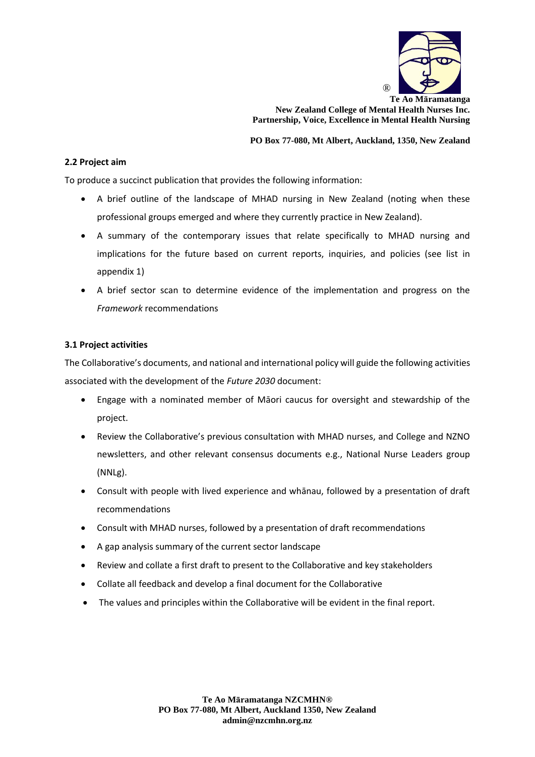## 2.2 Project aim

To produce a succinct publication that provides the following information:

- A brief outline of the landscape of MHAD nursing in New Zealand (noting when these professional groups emerged and where they currently practice in New Zealand).
- A summary of the contemporary issues that relate specifically to MHAD nursing and implications for the future based on current reports, inquiries, and policies (see list in appendix 1)
- A brief sector scan to determine evidence of the implementation and progress on the *Framework* recommendations

## 3.1 Project activities

The Collaborative's documents, and national and international policy will guide the following activities associated with the development of the *Future 2030* document:

- Engage with a nominated member of Māori caucus for oversight and stewardship of the project.
- Review the Collaborative's previous consultation with MHAD nurses, and College and NZNO newsletters, and other relevant consensus documents e.g., National Nurse Leaders group (NNLg).
- Consult with people with lived experience and whānau, followed by a presentation of draft recommendations
- Consult with MHAD nurses, followed by a presentation of draft recommendations
- A gap analysis summary of the current sector landscape
- Review and collate a first draft to present to the Collaborative and key stakeholders
- Collate all feedback and develop a final document for the Collaborative
- The values and principles within the Collaborative will be evident in the final report.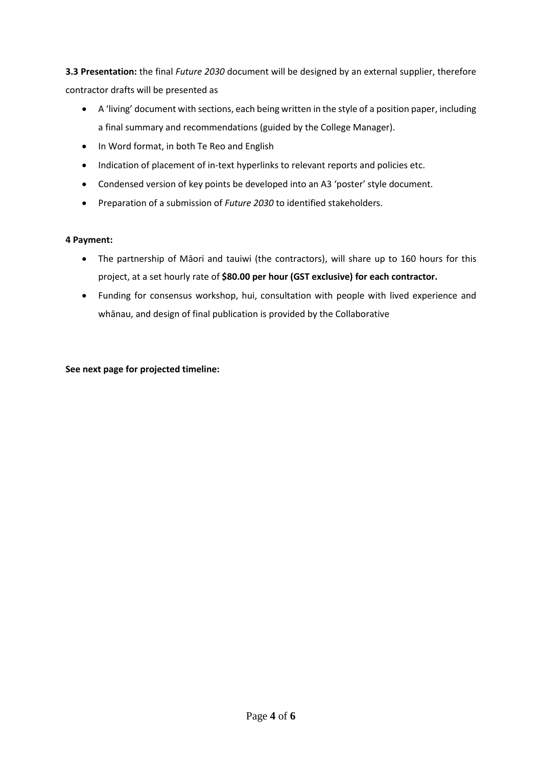**3.3 Presentation:** the final *Future 2030* document will be designed by an external supplier, therefore contractor drafts will be presented as

- A 'living' document with sections, each being written in the style of a position paper, including a final summary and recommendations (guided by the College Manager).
- In Word format, in both Te Reo and English
- Indication of placement of in-text hyperlinks to relevant reports and policies etc.
- Condensed version of key points be developed into an A3 'poster' style document.
- Preparation of a submission of *Future 2030* to identified stakeholders.

**4 Payment:**

- The partnership of Māori and tauiwi (the contractors), will share up to 160 hours for this project, at a set hourly rate of **$80.00 per hour (GST exclusive) for each contractor.**
- Funding for consensus workshop, hui, consultation with people with lived experience and whānau, and design of final publication is provided by the Collaborative

**See next page for projected timeline:**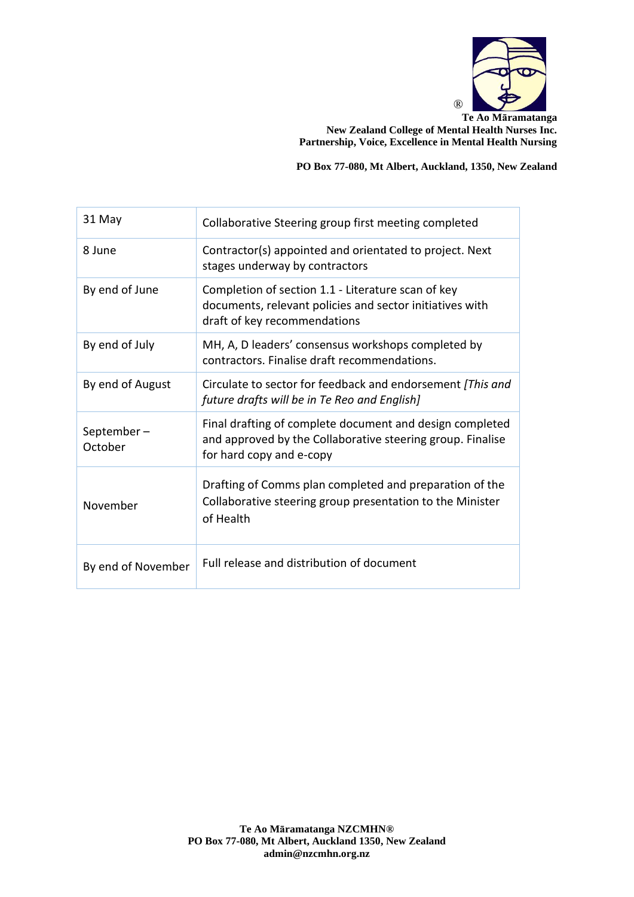| 31 May | Collaborative Steering group first meeting completed |
|---|---|
| 8 June | Contractor(s) appointed and orientated to project. Next stages underway by contractors |
| By end of June | Completion of section 1.1 - Literature scan of key documents, relevant policies and sector initiatives with draft of key recommendations |
| By end of July | MH, A, D leaders' consensus workshops completed by contractors. Finalise draft recommendations. |
| By end of August | Circulate to sector for feedback and endorsement *[This and future drafts will be in Te Reo and English]* |
| September – October | Final drafting of complete document and design completed and approved by the Collaborative steering group. Finalise for hard copy and e-copy |
| November | Drafting of Comms plan completed and preparation of the Collaborative steering group presentation to the Minister of Health |
| By end of November | Full release and distribution of document |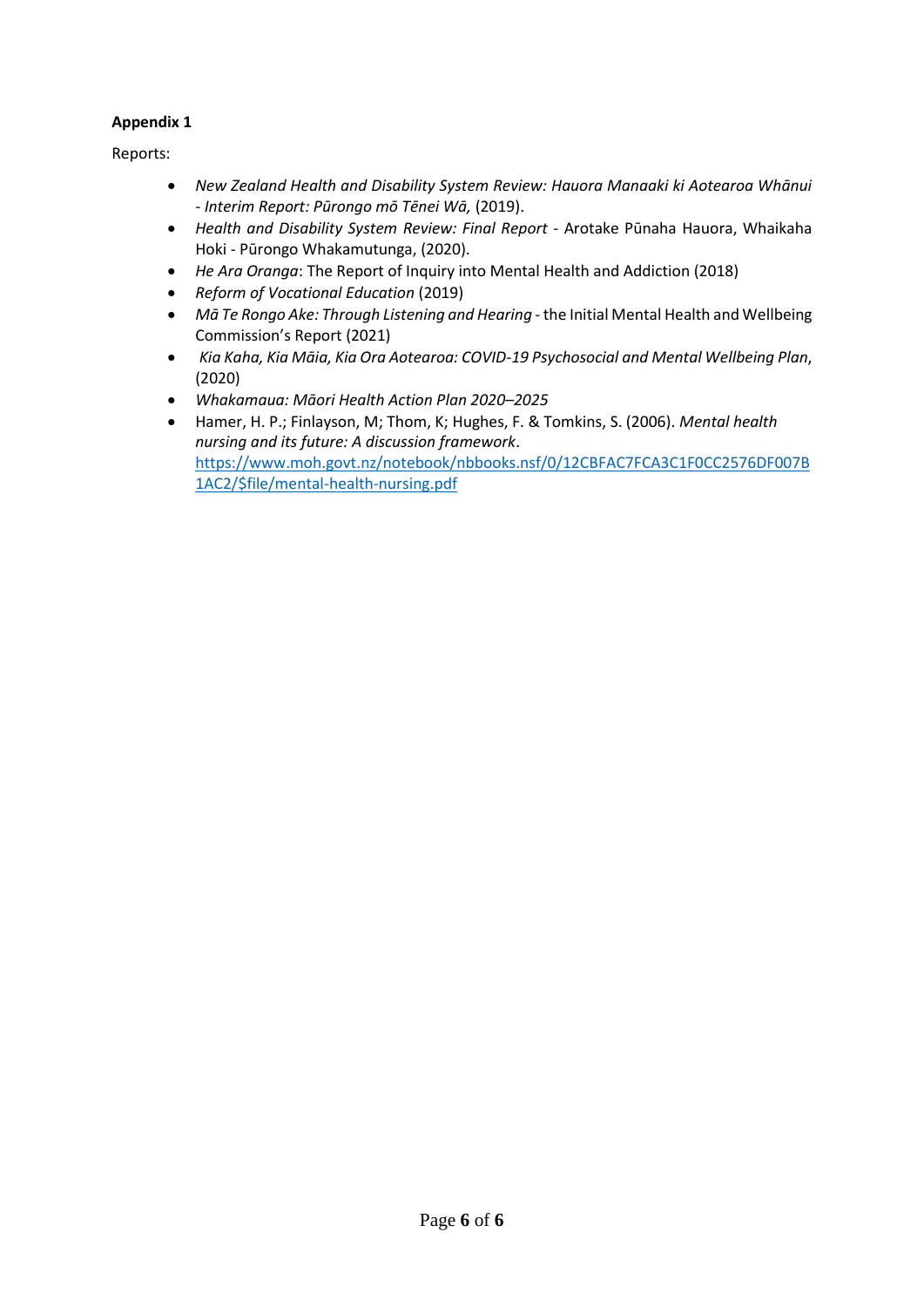**Appendix 1**

Reports:

- *New Zealand Health and Disability System Review: Hauora Manaaki ki Aotearoa Whānui - Interim Report: Pūrongo mō Tēnei Wā,* (2019).
- *Health and Disability System Review: Final Report* - Arotake Pūnaha Hauora, Whaikaha Hoki - Pūrongo Whakamutunga, (2020).
- *He Ara Oranga*: The Report of Inquiry into Mental Health and Addiction (2018)
- *Reform of Vocational Education* (2019)
- *Mā Te Rongo Ake: Through Listening and Hearing* - the Initial Mental Health and Wellbeing Commission's Report (2021)
- *Kia Kaha, Kia Māia, Kia Ora Aotearoa: COVID-19 Psychosocial and Mental Wellbeing Plan*, (2020)
- *Whakamaua: Māori Health Action Plan 2020–2025*
- Hamer, H. P.; Finlayson, M; Thom, K; Hughes, F. & Tomkins, S. (2006). *Mental health nursing and its future: A discussion framework*. https://www.moh.govt.nz/notebook/nbbooks.nsf/0/12CBFAC7FCA3C1F0CC2576DF007B1AC2/$file/mental-health-nursing.pdf